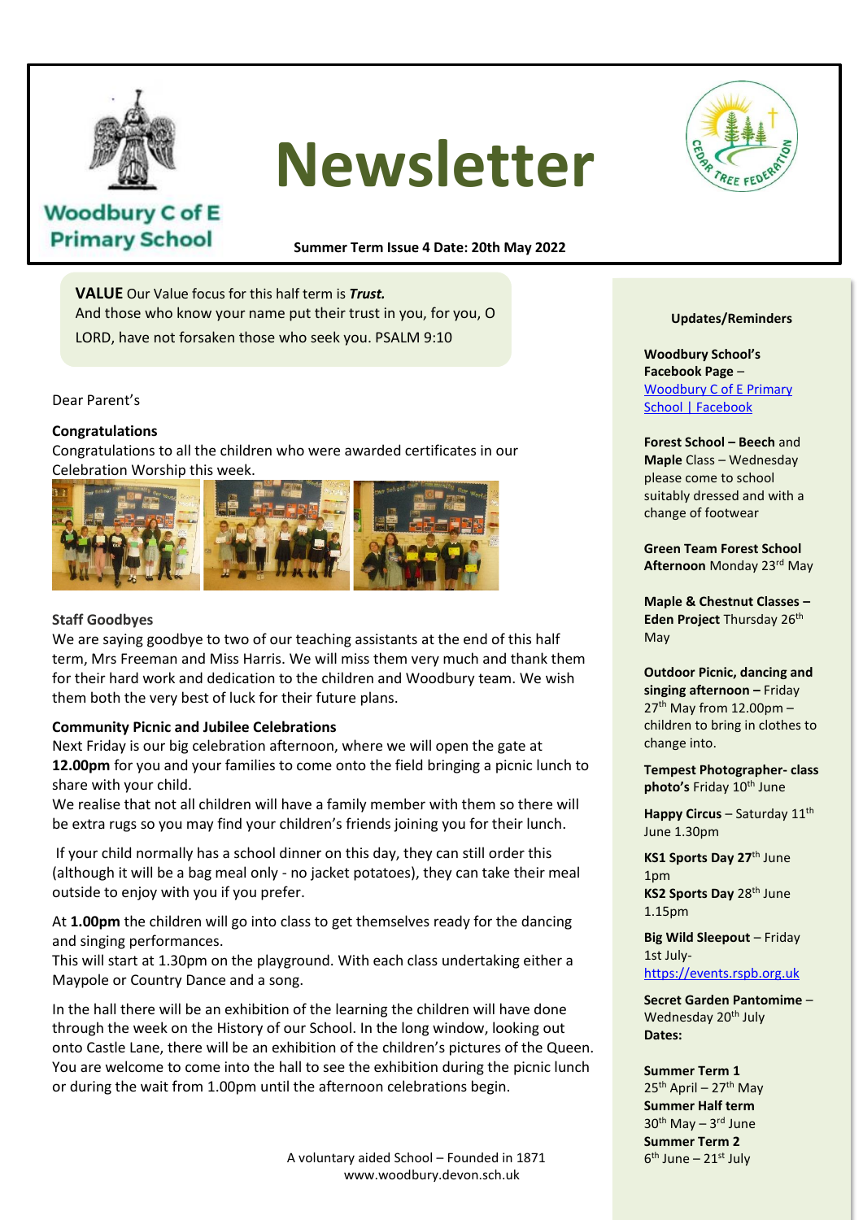Woodbury C of E Primary School

# Newsletter

**Summer Term Issue 4 Date: 20th May 2022**

**VALUE** Our Value focus for this half term is ***Trust.***
And those who know your name put their trust in you, for you, O LORD, have not forsaken those who seek you. PSALM 9:10

Dear Parent's

**Congratulations**
Congratulations to all the children who were awarded certificates in our Celebration Worship this week.

**Staff Goodbyes**
We are saying goodbye to two of our teaching assistants at the end of this half term, Mrs Freeman and Miss Harris. We will miss them very much and thank them for their hard work and dedication to the children and Woodbury team. We wish them both the very best of luck for their future plans.

**Community Picnic and Jubilee Celebrations**
Next Friday is our big celebration afternoon, where we will open the gate at **12.00pm** for you and your families to come onto the field bringing a picnic lunch to share with your child.
We realise that not all children will have a family member with them so there will be extra rugs so you may find your children's friends joining you for their lunch.

If your child normally has a school dinner on this day, they can still order this (although it will be a bag meal only - no jacket potatoes), they can take their meal outside to enjoy with you if you prefer.

At **1.00pm** the children will go into class to get themselves ready for the dancing and singing performances.
This will start at 1.30pm on the playground. With each class undertaking either a Maypole or Country Dance and a song.

In the hall there will be an exhibition of the learning the children will have done through the week on the History of our School. In the long window, looking out onto Castle Lane, there will be an exhibition of the children's pictures of the Queen. You are welcome to come into the hall to see the exhibition during the picnic lunch or during the wait from 1.00pm until the afternoon celebrations begin.

A voluntary aided School – Founded in 1871
www.woodbury.devon.sch.uk

**Updates/Reminders**

**Woodbury School's Facebook Page** – Woodbury C of E Primary School | Facebook

**Forest School – Beech** and **Maple** Class – Wednesday please come to school suitably dressed and with a change of footwear

**Green Team Forest School Afternoon** Monday 23rd May

**Maple & Chestnut Classes – Eden Project** Thursday 26th May

**Outdoor Picnic, dancing and singing afternoon –** Friday 27th May from 12.00pm – children to bring in clothes to change into.

**Tempest Photographer- class photo's** Friday 10th June

**Happy Circus** – Saturday 11th June 1.30pm

**KS1 Sports Day 27**th June 1pm
**KS2 Sports Day** 28th June 1.15pm

**Big Wild Sleepout** – Friday 1st July- https://events.rspb.org.uk

**Secret Garden Pantomime** – Wednesday 20th July

**Dates:**

**Summer Term 1**
25th April – 27th May
**Summer Half term**
30th May – 3rd June
**Summer Term 2**
6th June – 21st July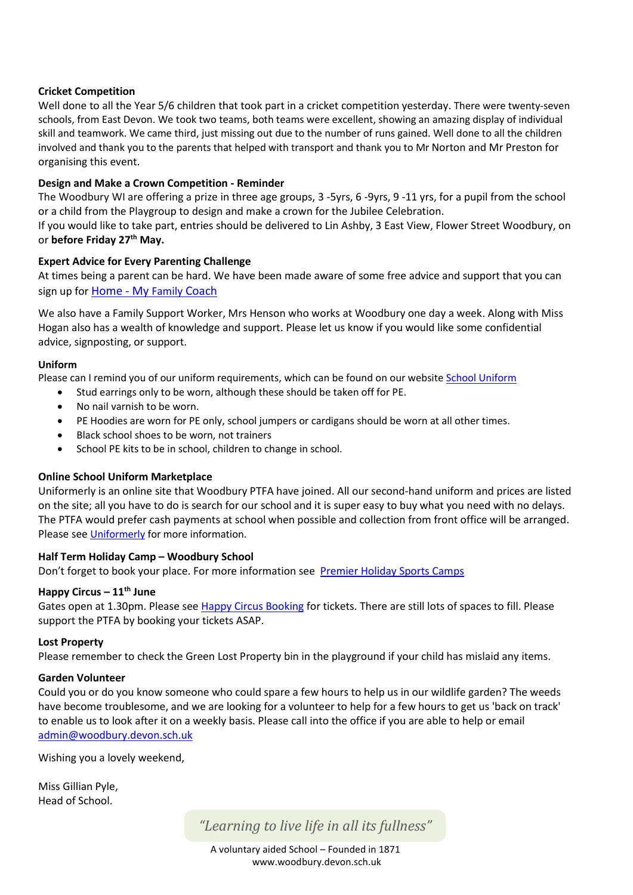**Cricket Competition**

Well done to all the Year 5/6 children that took part in a cricket competition yesterday. There were twenty-seven schools, from East Devon. We took two teams, both teams were excellent, showing an amazing display of individual skill and teamwork. We came third, just missing out due to the number of runs gained. Well done to all the children involved and thank you to the parents that helped with transport and thank you to Mr Norton and Mr Preston for organising this event.

**Design and Make a Crown Competition - Reminder**

The Woodbury WI are offering a prize in three age groups, 3 -5yrs, 6 -9yrs, 9 -11 yrs, for a pupil from the school or a child from the Playgroup to design and make a crown for the Jubilee Celebration.

If you would like to take part, entries should be delivered to Lin Ashby, 3 East View, Flower Street Woodbury, on or **before Friday 27th May.**

**Expert Advice for Every Parenting Challenge**

At times being a parent can be hard. We have been made aware of some free advice and support that you can sign up for Home - My Family Coach

We also have a Family Support Worker, Mrs Henson who works at Woodbury one day a week. Along with Miss Hogan also has a wealth of knowledge and support. Please let us know if you would like some confidential advice, signposting, or support.

**Uniform**

Please can I remind you of our uniform requirements, which can be found on our website School Uniform

- Stud earrings only to be worn, although these should be taken off for PE.
- No nail varnish to be worn.
- PE Hoodies are worn for PE only, school jumpers or cardigans should be worn at all other times.
- Black school shoes to be worn, not trainers
- School PE kits to be in school, children to change in school.

**Online School Uniform Marketplace**

Uniformerly is an online site that Woodbury PTFA have joined. All our second-hand uniform and prices are listed on the site; all you have to do is search for our school and it is super easy to buy what you need with no delays. The PTFA would prefer cash payments at school when possible and collection from front office will be arranged. Please see Uniformerly for more information.

**Half Term Holiday Camp – Woodbury School**

Don't forget to book your place. For more information see Premier Holiday Sports Camps

**Happy Circus – 11th June**

Gates open at 1.30pm. Please see Happy Circus Booking for tickets. There are still lots of spaces to fill. Please support the PTFA by booking your tickets ASAP.

**Lost Property**

Please remember to check the Green Lost Property bin in the playground if your child has mislaid any items.

**Garden Volunteer**

Could you or do you know someone who could spare a few hours to help us in our wildlife garden? The weeds have become troublesome, and we are looking for a volunteer to help for a few hours to get us 'back on track' to enable us to look after it on a weekly basis. Please call into the office if you are able to help or email admin@woodbury.devon.sch.uk

Wishing you a lovely weekend,

Miss Gillian Pyle,
Head of School.

*"Learning to live life in all its fullness"*

A voluntary aided School – Founded in 1871
www.woodbury.devon.sch.uk